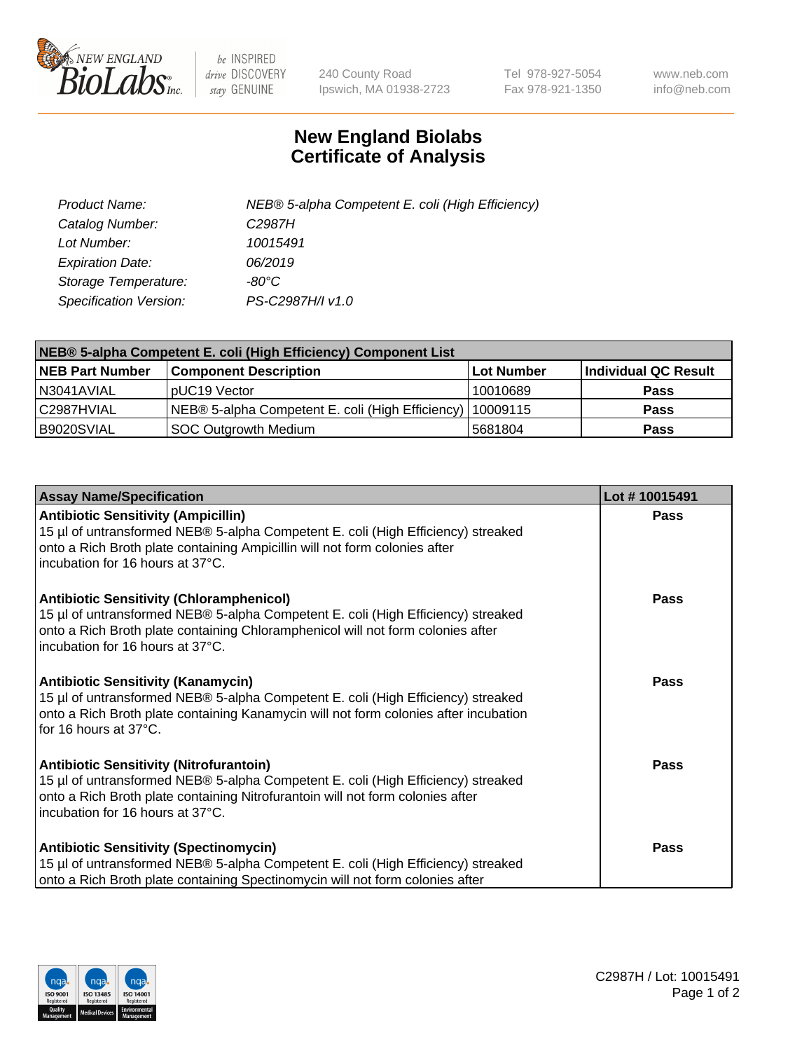New England BioLabs Inc. — be INSPIRED drive DISCOVERY stay GENUINE

240 County Road
Ipswich, MA 01938-2723

Tel 978-927-5054
Fax 978-921-1350

www.neb.com
info@neb.com

# New England Biolabs
# Certificate of Analysis

| | |
|---|---|
| *Product Name:* | *NEB® 5-alpha Competent E. coli (High Efficiency)* |
| *Catalog Number:* | *C2987H* |
| *Lot Number:* | *10015491* |
| *Expiration Date:* | *06/2019* |
| *Storage Temperature:* | *-80°C* |
| *Specification Version:* | *PS-C2987H/I v1.0* |

| **NEB® 5-alpha Competent E. coli (High Efficiency) Component List** | | | |
|---|---|---|---|
| **NEB Part Number** | **Component Description** | **Lot Number** | **Individual QC Result** |
| N3041AVIAL | pUC19 Vector | 10010689 | **Pass** |
| C2987HVIAL | NEB® 5-alpha Competent E. coli (High Efficiency) | 10009115 | **Pass** |
| B9020SVIAL | SOC Outgrowth Medium | 5681804 | **Pass** |

| **Assay Name/Specification** | **Lot # 10015491** |
|---|---|
| **Antibiotic Sensitivity (Ampicillin)**<br>15 µl of untransformed NEB® 5-alpha Competent E. coli (High Efficiency) streaked onto a Rich Broth plate containing Ampicillin will not form colonies after incubation for 16 hours at 37°C. | **Pass** |
| **Antibiotic Sensitivity (Chloramphenicol)**<br>15 µl of untransformed NEB® 5-alpha Competent E. coli (High Efficiency) streaked onto a Rich Broth plate containing Chloramphenicol will not form colonies after incubation for 16 hours at 37°C. | **Pass** |
| **Antibiotic Sensitivity (Kanamycin)**<br>15 µl of untransformed NEB® 5-alpha Competent E. coli (High Efficiency) streaked onto a Rich Broth plate containing Kanamycin will not form colonies after incubation for 16 hours at 37°C. | **Pass** |
| **Antibiotic Sensitivity (Nitrofurantoin)**<br>15 µl of untransformed NEB® 5-alpha Competent E. coli (High Efficiency) streaked onto a Rich Broth plate containing Nitrofurantoin will not form colonies after incubation for 16 hours at 37°C. | **Pass** |
| **Antibiotic Sensitivity (Spectinomycin)**<br>15 µl of untransformed NEB® 5-alpha Competent E. coli (High Efficiency) streaked onto a Rich Broth plate containing Spectinomycin will not form colonies after | **Pass** |

C2987H / Lot: 10015491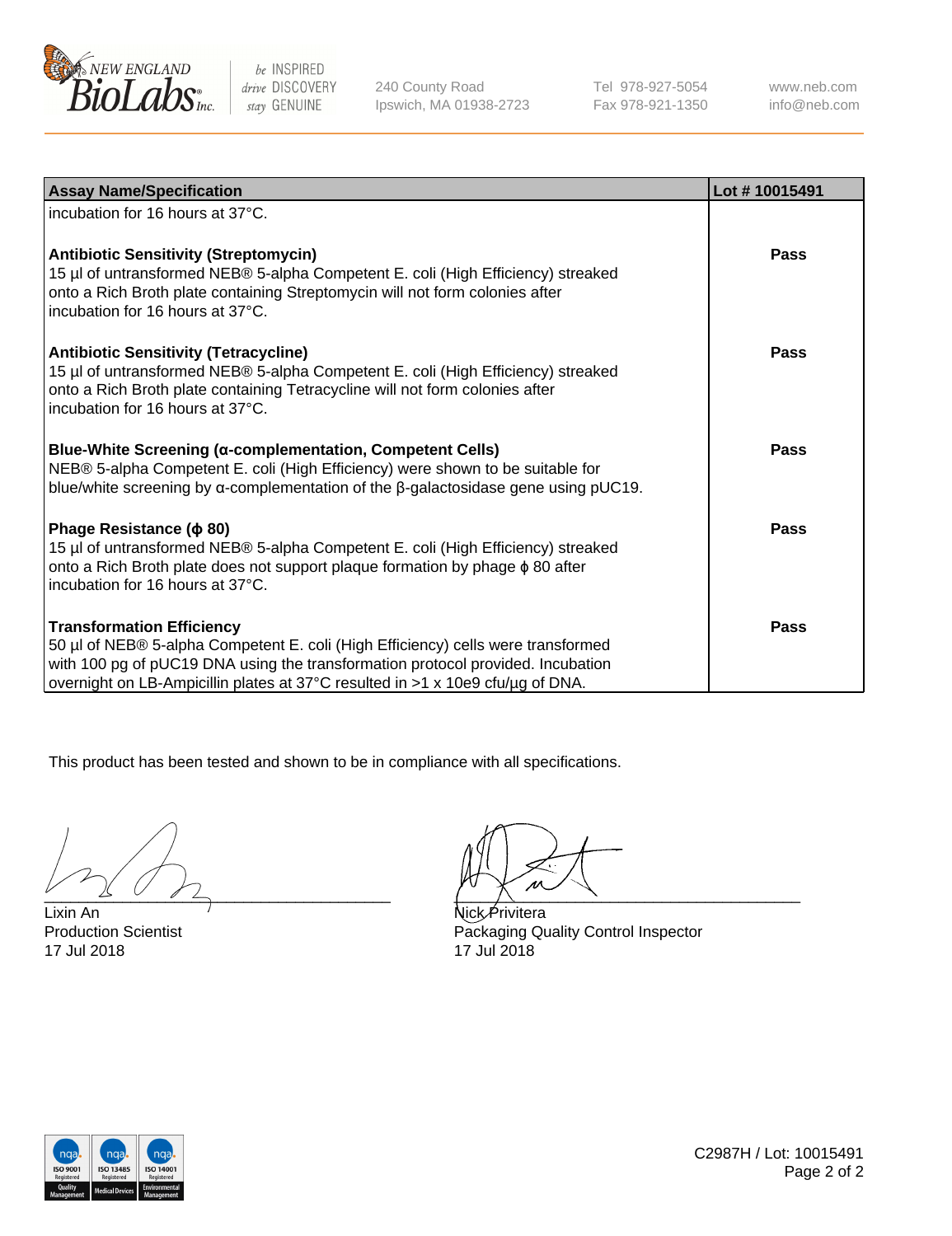| Assay Name/Specification | Lot # 10015491 |
|---|---|
| incubation for 16 hours at 37°C. | |
| **Antibiotic Sensitivity (Streptomycin)**<br>15 µl of untransformed NEB® 5-alpha Competent E. coli (High Efficiency) streaked onto a Rich Broth plate containing Streptomycin will not form colonies after incubation for 16 hours at 37°C. | **Pass** |
| **Antibiotic Sensitivity (Tetracycline)**<br>15 µl of untransformed NEB® 5-alpha Competent E. coli (High Efficiency) streaked onto a Rich Broth plate containing Tetracycline will not form colonies after incubation for 16 hours at 37°C. | **Pass** |
| **Blue-White Screening (α-complementation, Competent Cells)**<br>NEB® 5-alpha Competent E. coli (High Efficiency) were shown to be suitable for blue/white screening by α-complementation of the β-galactosidase gene using pUC19. | **Pass** |
| **Phage Resistance (ϕ 80)**<br>15 µl of untransformed NEB® 5-alpha Competent E. coli (High Efficiency) streaked onto a Rich Broth plate does not support plaque formation by phage ϕ 80 after incubation for 16 hours at 37°C. | **Pass** |
| **Transformation Efficiency**<br>50 µl of NEB® 5-alpha Competent E. coli (High Efficiency) cells were transformed with 100 pg of pUC19 DNA using the transformation protocol provided. Incubation overnight on LB-Ampicillin plates at 37°C resulted in >1 x 10e9 cfu/µg of DNA. | **Pass** |

This product has been tested and shown to be in compliance with all specifications.

Lixin An
Production Scientist
17 Jul 2018

Nick Privitera
Packaging Quality Control Inspector
17 Jul 2018

C2987H / Lot: 10015491